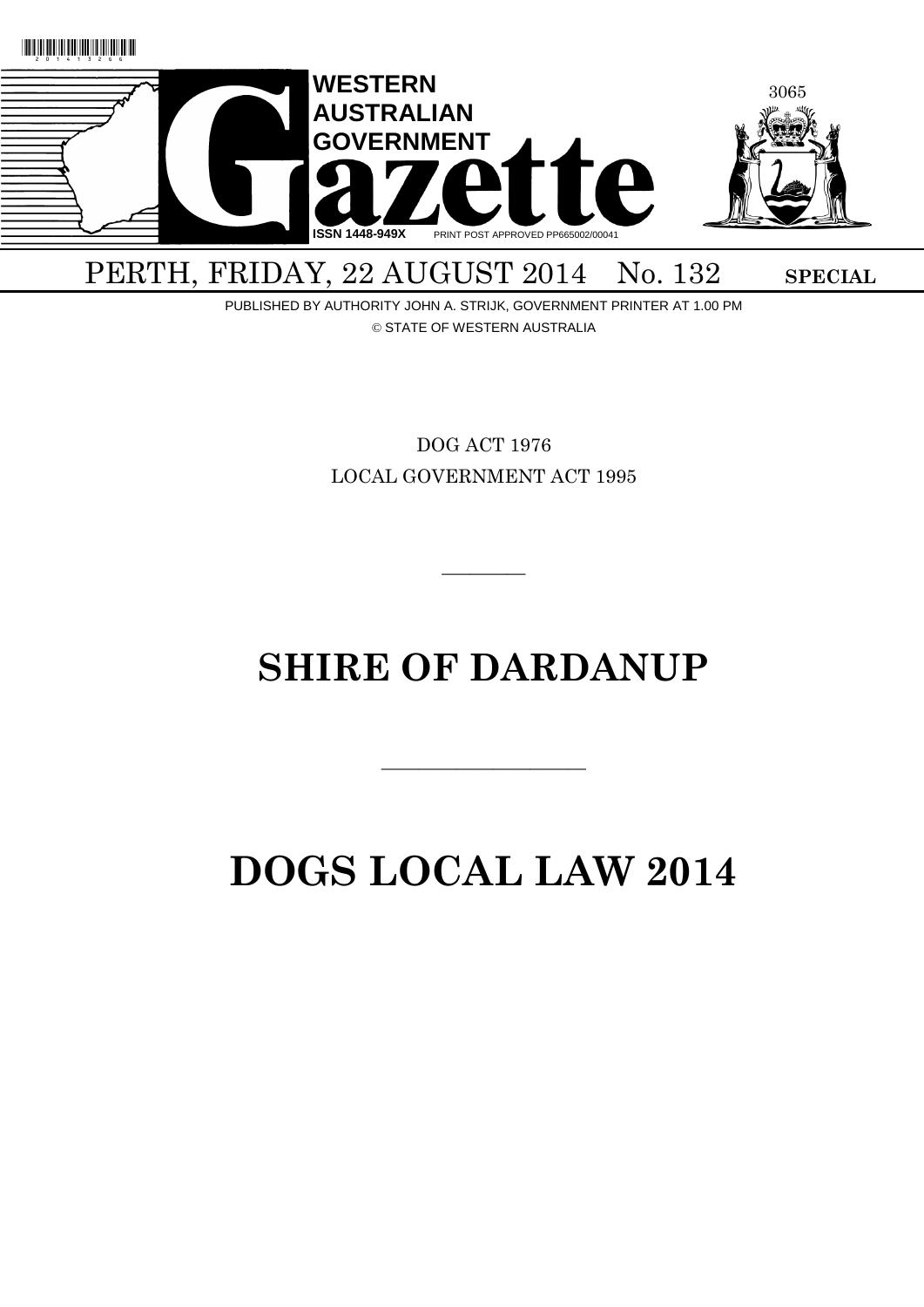# WESTERN AUSTRALIAN GOVERNMENT Gazette

ISSN 1448-949X PRINT POST APPROVED PP665002/00041

PERTH, FRIDAY, 22 AUGUST 2014 No. 132 **SPECIAL**

PUBLISHED BY AUTHORITY JOHN A. STRIJK, GOVERNMENT PRINTER AT 1.00 PM

© STATE OF WESTERN AUSTRALIA

DOG ACT 1976

LOCAL GOVERNMENT ACT 1995

---

# SHIRE OF DARDANUP

---

# DOGS LOCAL LAW 2014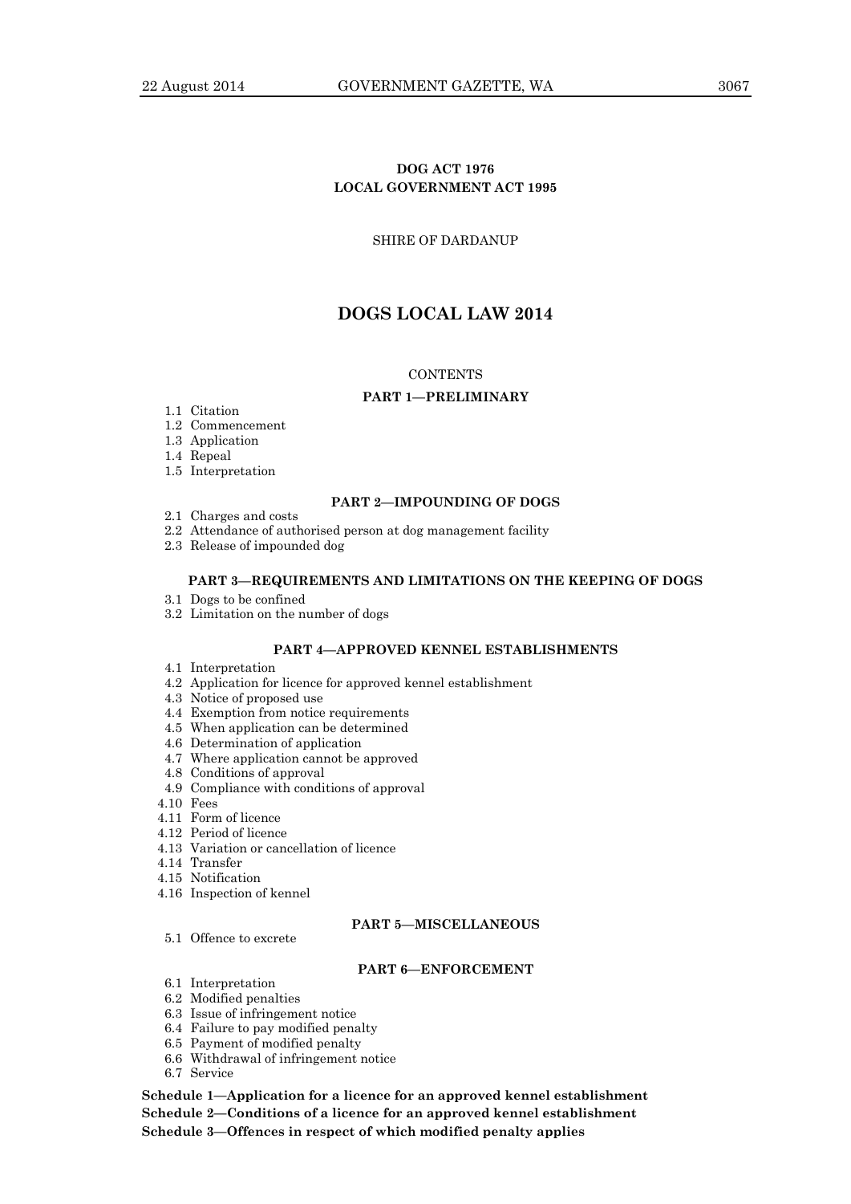**DOG ACT 1976**
**LOCAL GOVERNMENT ACT 1995**

SHIRE OF DARDANUP

# DOGS LOCAL LAW 2014

CONTENTS

## PART 1—PRELIMINARY

1.1 Citation
1.2 Commencement
1.3 Application
1.4 Repeal
1.5 Interpretation

## PART 2—IMPOUNDING OF DOGS

2.1 Charges and costs
2.2 Attendance of authorised person at dog management facility
2.3 Release of impounded dog

## PART 3—REQUIREMENTS AND LIMITATIONS ON THE KEEPING OF DOGS

3.1 Dogs to be confined
3.2 Limitation on the number of dogs

## PART 4—APPROVED KENNEL ESTABLISHMENTS

4.1 Interpretation
4.2 Application for licence for approved kennel establishment
4.3 Notice of proposed use
4.4 Exemption from notice requirements
4.5 When application can be determined
4.6 Determination of application
4.7 Where application cannot be approved
4.8 Conditions of approval
4.9 Compliance with conditions of approval
4.10 Fees
4.11 Form of licence
4.12 Period of licence
4.13 Variation or cancellation of licence
4.14 Transfer
4.15 Notification
4.16 Inspection of kennel

## PART 5—MISCELLANEOUS

5.1 Offence to excrete

## PART 6—ENFORCEMENT

6.1 Interpretation
6.2 Modified penalties
6.3 Issue of infringement notice
6.4 Failure to pay modified penalty
6.5 Payment of modified penalty
6.6 Withdrawal of infringement notice
6.7 Service

**Schedule 1—Application for a licence for an approved kennel establishment**
**Schedule 2—Conditions of a licence for an approved kennel establishment**
**Schedule 3—Offences in respect of which modified penalty applies**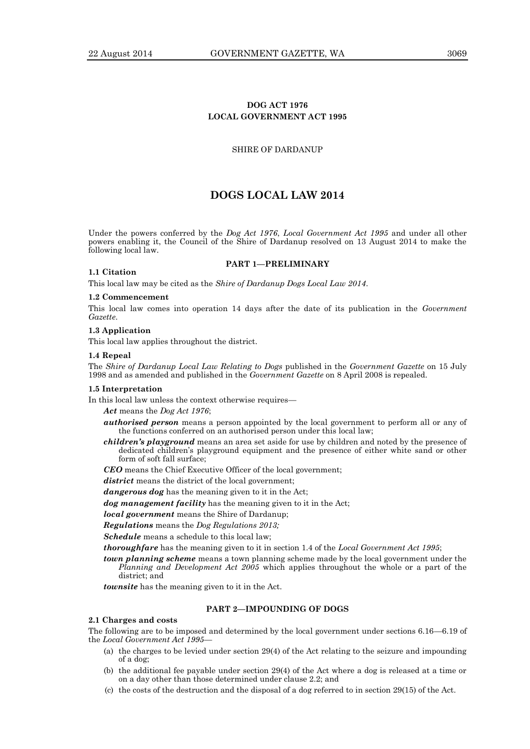**DOG ACT 1976**
**LOCAL GOVERNMENT ACT 1995**

SHIRE OF DARDANUP

# DOGS LOCAL LAW 2014

Under the powers conferred by the *Dog Act 1976*, *Local Government Act 1995* and under all other powers enabling it, the Council of the Shire of Dardanup resolved on 13 August 2014 to make the following local law.

## PART 1—PRELIMINARY

**1.1 Citation**

This local law may be cited as the *Shire of Dardanup Dogs Local Law 2014*.

**1.2 Commencement**

This local law comes into operation 14 days after the date of its publication in the *Government Gazette*.

**1.3 Application**

This local law applies throughout the district.

**1.4 Repeal**

The *Shire of Dardanup Local Law Relating to Dogs* published in the *Government Gazette* on 15 July 1998 and as amended and published in the *Government Gazette* on 8 April 2008 is repealed.

**1.5 Interpretation**

In this local law unless the context otherwise requires—

***Act*** means the *Dog Act 1976*;

***authorised person*** means a person appointed by the local government to perform all or any of the functions conferred on an authorised person under this local law;

***children's playground*** means an area set aside for use by children and noted by the presence of dedicated children's playground equipment and the presence of either white sand or other form of soft fall surface;

***CEO*** means the Chief Executive Officer of the local government;

***district*** means the district of the local government;

***dangerous dog*** has the meaning given to it in the Act;

***dog management facility*** has the meaning given to it in the Act;

***local government*** means the Shire of Dardanup;

***Regulations*** means the *Dog Regulations 2013;*

***Schedule*** means a schedule to this local law;

***thoroughfare*** has the meaning given to it in section 1.4 of the *Local Government Act 1995*;

***town planning scheme*** means a town planning scheme made by the local government under the *Planning and Development Act 2005* which applies throughout the whole or a part of the district; and

***townsite*** has the meaning given to it in the Act.

## PART 2—IMPOUNDING OF DOGS

**2.1 Charges and costs**

The following are to be imposed and determined by the local government under sections 6.16—6.19 of the *Local Government Act 1995*—

(a) the charges to be levied under section 29(4) of the Act relating to the seizure and impounding of a dog;

(b) the additional fee payable under section 29(4) of the Act where a dog is released at a time or on a day other than those determined under clause 2.2; and

(c) the costs of the destruction and the disposal of a dog referred to in section 29(15) of the Act.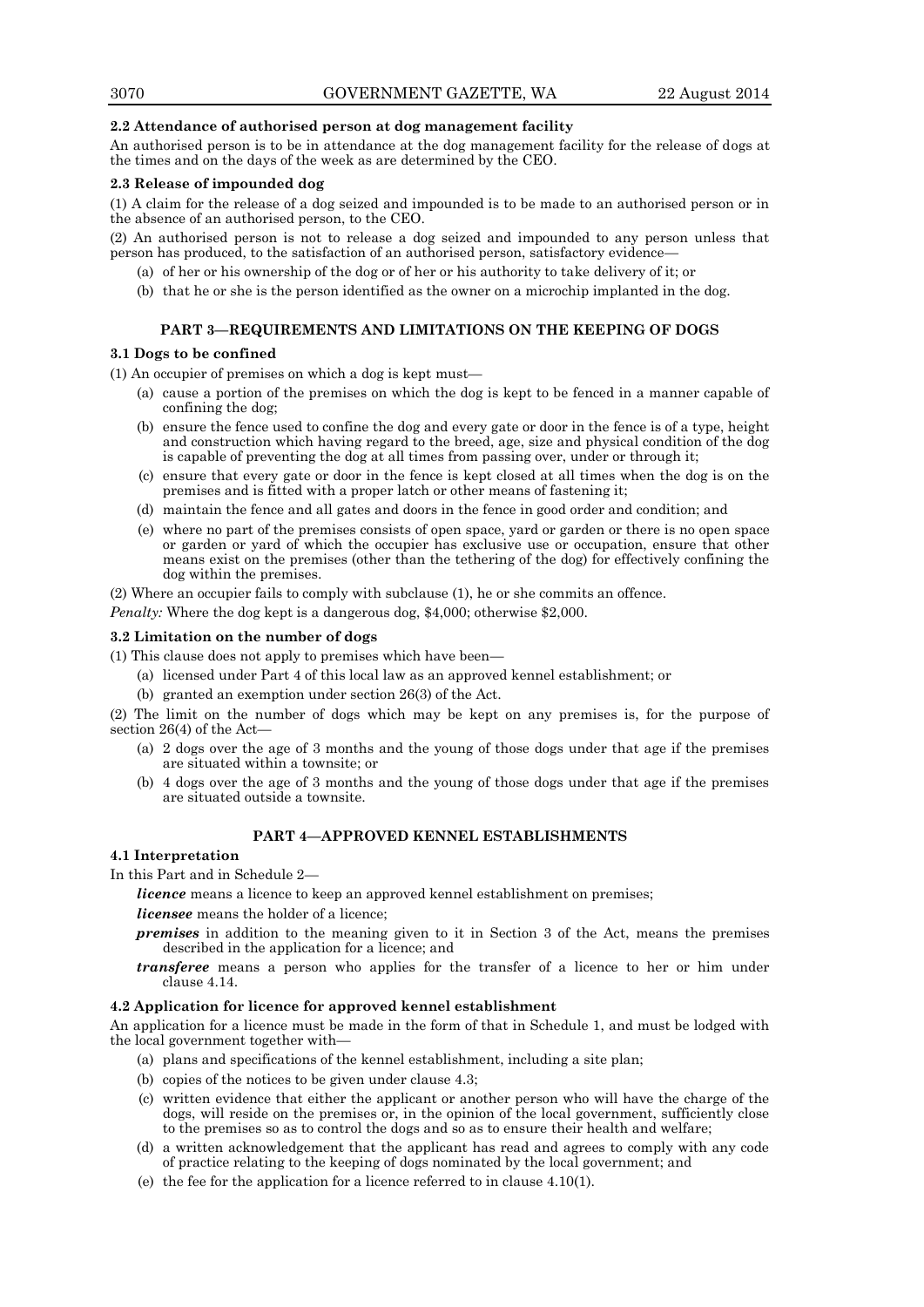**2.2 Attendance of authorised person at dog management facility**

An authorised person is to be in attendance at the dog management facility for the release of dogs at the times and on the days of the week as are determined by the CEO.

**2.3 Release of impounded dog**

(1) A claim for the release of a dog seized and impounded is to be made to an authorised person or in the absence of an authorised person, to the CEO.

(2) An authorised person is not to release a dog seized and impounded to any person unless that person has produced, to the satisfaction of an authorised person, satisfactory evidence—

- (a) of her or his ownership of the dog or of her or his authority to take delivery of it; or
- (b) that he or she is the person identified as the owner on a microchip implanted in the dog.

## PART 3—REQUIREMENTS AND LIMITATIONS ON THE KEEPING OF DOGS

**3.1 Dogs to be confined**

(1) An occupier of premises on which a dog is kept must—

- (a) cause a portion of the premises on which the dog is kept to be fenced in a manner capable of confining the dog;
- (b) ensure the fence used to confine the dog and every gate or door in the fence is of a type, height and construction which having regard to the breed, age, size and physical condition of the dog is capable of preventing the dog at all times from passing over, under or through it;
- (c) ensure that every gate or door in the fence is kept closed at all times when the dog is on the premises and is fitted with a proper latch or other means of fastening it;
- (d) maintain the fence and all gates and doors in the fence in good order and condition; and
- (e) where no part of the premises consists of open space, yard or garden or there is no open space or garden or yard of which the occupier has exclusive use or occupation, ensure that other means exist on the premises (other than the tethering of the dog) for effectively confining the dog within the premises.

(2) Where an occupier fails to comply with subclause (1), he or she commits an offence.

*Penalty:* Where the dog kept is a dangerous dog, $4,000; otherwise $2,000.

**3.2 Limitation on the number of dogs**

(1) This clause does not apply to premises which have been—

- (a) licensed under Part 4 of this local law as an approved kennel establishment; or
- (b) granted an exemption under section 26(3) of the Act.

(2) The limit on the number of dogs which may be kept on any premises is, for the purpose of section 26(4) of the Act—

- (a) 2 dogs over the age of 3 months and the young of those dogs under that age if the premises are situated within a townsite; or
- (b) 4 dogs over the age of 3 months and the young of those dogs under that age if the premises are situated outside a townsite.

## PART 4—APPROVED KENNEL ESTABLISHMENTS

**4.1 Interpretation**

In this Part and in Schedule 2—

***licence*** means a licence to keep an approved kennel establishment on premises;

***licensee*** means the holder of a licence;

***premises*** in addition to the meaning given to it in Section 3 of the Act, means the premises described in the application for a licence; and

***transferee*** means a person who applies for the transfer of a licence to her or him under clause 4.14.

**4.2 Application for licence for approved kennel establishment**

An application for a licence must be made in the form of that in Schedule 1, and must be lodged with the local government together with—

- (a) plans and specifications of the kennel establishment, including a site plan;
- (b) copies of the notices to be given under clause 4.3;
- (c) written evidence that either the applicant or another person who will have the charge of the dogs, will reside on the premises or, in the opinion of the local government, sufficiently close to the premises so as to control the dogs and so as to ensure their health and welfare;
- (d) a written acknowledgement that the applicant has read and agrees to comply with any code of practice relating to the keeping of dogs nominated by the local government; and
- (e) the fee for the application for a licence referred to in clause 4.10(1).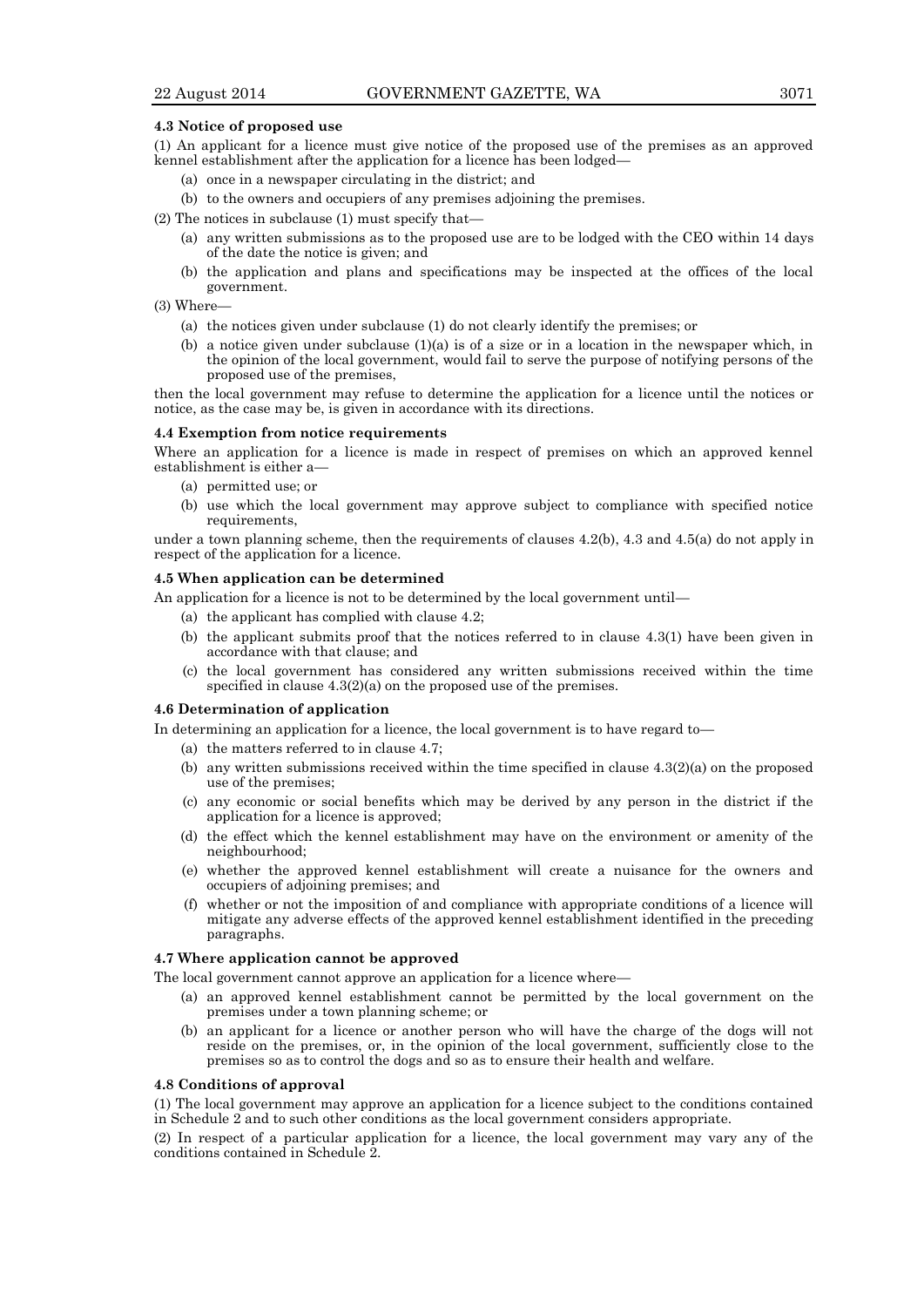#### 4.3 Notice of proposed use

(1) An applicant for a licence must give notice of the proposed use of the premises as an approved kennel establishment after the application for a licence has been lodged—

- (a) once in a newspaper circulating in the district; and
- (b) to the owners and occupiers of any premises adjoining the premises.

(2) The notices in subclause (1) must specify that—

- (a) any written submissions as to the proposed use are to be lodged with the CEO within 14 days of the date the notice is given; and
- (b) the application and plans and specifications may be inspected at the offices of the local government.

(3) Where—

- (a) the notices given under subclause (1) do not clearly identify the premises; or
- (b) a notice given under subclause (1)(a) is of a size or in a location in the newspaper which, in the opinion of the local government, would fail to serve the purpose of notifying persons of the proposed use of the premises,

then the local government may refuse to determine the application for a licence until the notices or notice, as the case may be, is given in accordance with its directions.

#### 4.4 Exemption from notice requirements

Where an application for a licence is made in respect of premises on which an approved kennel establishment is either a—

- (a) permitted use; or
- (b) use which the local government may approve subject to compliance with specified notice requirements,

under a town planning scheme, then the requirements of clauses 4.2(b), 4.3 and 4.5(a) do not apply in respect of the application for a licence.

#### 4.5 When application can be determined

An application for a licence is not to be determined by the local government until—

- (a) the applicant has complied with clause 4.2;
- (b) the applicant submits proof that the notices referred to in clause 4.3(1) have been given in accordance with that clause; and
- (c) the local government has considered any written submissions received within the time specified in clause 4.3(2)(a) on the proposed use of the premises.

#### 4.6 Determination of application

In determining an application for a licence, the local government is to have regard to—

- (a) the matters referred to in clause 4.7;
- (b) any written submissions received within the time specified in clause 4.3(2)(a) on the proposed use of the premises;
- (c) any economic or social benefits which may be derived by any person in the district if the application for a licence is approved;
- (d) the effect which the kennel establishment may have on the environment or amenity of the neighbourhood;
- (e) whether the approved kennel establishment will create a nuisance for the owners and occupiers of adjoining premises; and
- (f) whether or not the imposition of and compliance with appropriate conditions of a licence will mitigate any adverse effects of the approved kennel establishment identified in the preceding paragraphs.

#### 4.7 Where application cannot be approved

The local government cannot approve an application for a licence where—

- (a) an approved kennel establishment cannot be permitted by the local government on the premises under a town planning scheme; or
- (b) an applicant for a licence or another person who will have the charge of the dogs will not reside on the premises, or, in the opinion of the local government, sufficiently close to the premises so as to control the dogs and so as to ensure their health and welfare.

#### 4.8 Conditions of approval

(1) The local government may approve an application for a licence subject to the conditions contained in Schedule 2 and to such other conditions as the local government considers appropriate.

(2) In respect of a particular application for a licence, the local government may vary any of the conditions contained in Schedule 2.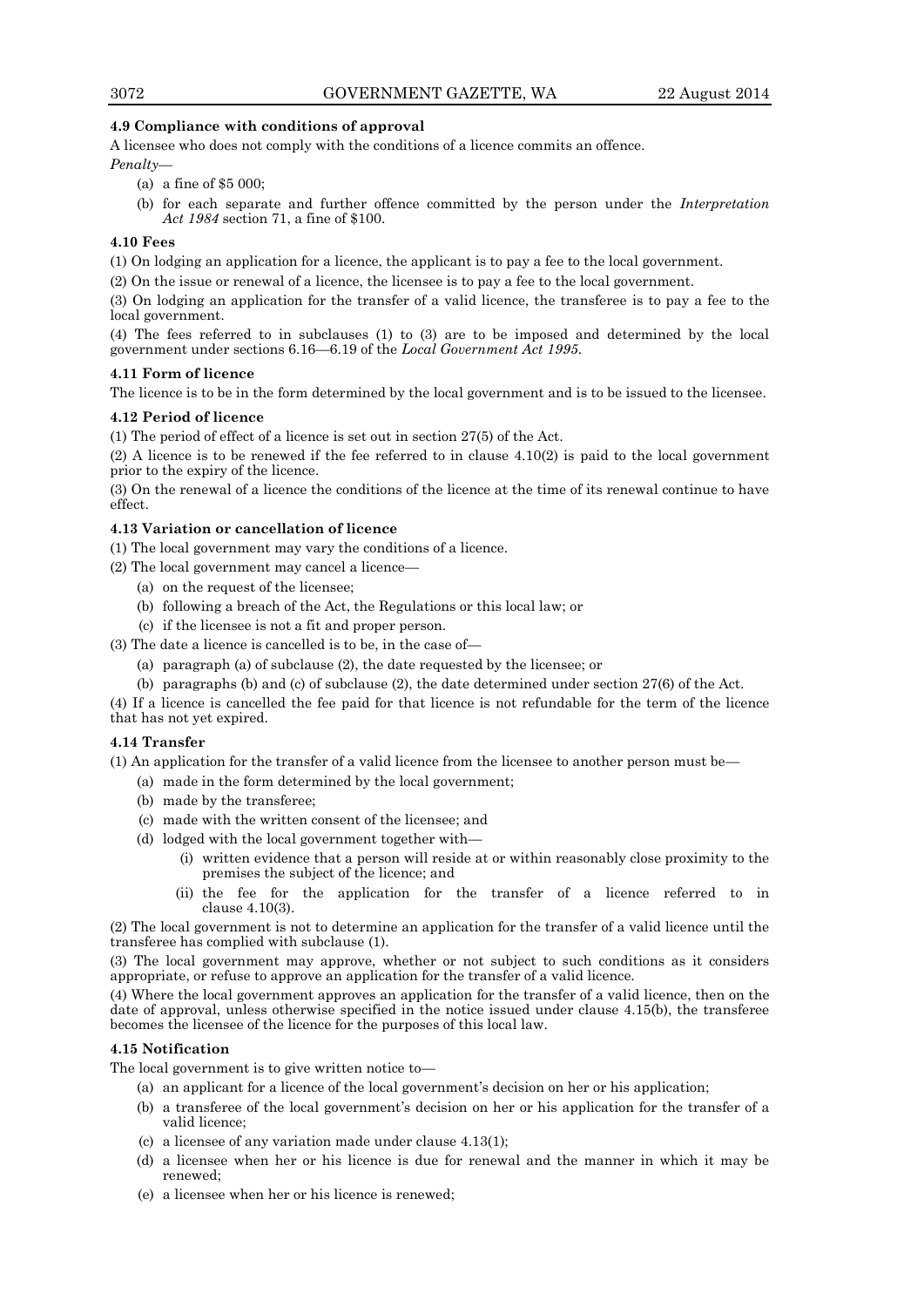**4.9 Compliance with conditions of approval**

A licensee who does not comply with the conditions of a licence commits an offence.

*Penalty*—

(a) a fine of $5 000;

(b) for each separate and further offence committed by the person under the *Interpretation Act 1984* section 71, a fine of $100.

**4.10 Fees**

(1) On lodging an application for a licence, the applicant is to pay a fee to the local government.

(2) On the issue or renewal of a licence, the licensee is to pay a fee to the local government.

(3) On lodging an application for the transfer of a valid licence, the transferee is to pay a fee to the local government.

(4) The fees referred to in subclauses (1) to (3) are to be imposed and determined by the local government under sections 6.16—6.19 of the *Local Government Act 1995*.

**4.11 Form of licence**

The licence is to be in the form determined by the local government and is to be issued to the licensee.

**4.12 Period of licence**

(1) The period of effect of a licence is set out in section 27(5) of the Act.

(2) A licence is to be renewed if the fee referred to in clause 4.10(2) is paid to the local government prior to the expiry of the licence.

(3) On the renewal of a licence the conditions of the licence at the time of its renewal continue to have effect.

**4.13 Variation or cancellation of licence**

(1) The local government may vary the conditions of a licence.

(2) The local government may cancel a licence—

(a) on the request of the licensee;

(b) following a breach of the Act, the Regulations or this local law; or

(c) if the licensee is not a fit and proper person.

(3) The date a licence is cancelled is to be, in the case of—

(a) paragraph (a) of subclause (2), the date requested by the licensee; or

(b) paragraphs (b) and (c) of subclause (2), the date determined under section 27(6) of the Act.

(4) If a licence is cancelled the fee paid for that licence is not refundable for the term of the licence that has not yet expired.

**4.14 Transfer**

(1) An application for the transfer of a valid licence from the licensee to another person must be—

(a) made in the form determined by the local government;

(b) made by the transferee;

(c) made with the written consent of the licensee; and

(d) lodged with the local government together with—

(i) written evidence that a person will reside at or within reasonably close proximity to the premises the subject of the licence; and

(ii) the fee for the application for the transfer of a licence referred to in clause 4.10(3).

(2) The local government is not to determine an application for the transfer of a valid licence until the transferee has complied with subclause (1).

(3) The local government may approve, whether or not subject to such conditions as it considers appropriate, or refuse to approve an application for the transfer of a valid licence.

(4) Where the local government approves an application for the transfer of a valid licence, then on the date of approval, unless otherwise specified in the notice issued under clause 4.15(b), the transferee becomes the licensee of the licence for the purposes of this local law.

**4.15 Notification**

The local government is to give written notice to—

(a) an applicant for a licence of the local government's decision on her or his application;

(b) a transferee of the local government's decision on her or his application for the transfer of a valid licence;

(c) a licensee of any variation made under clause 4.13(1);

(d) a licensee when her or his licence is due for renewal and the manner in which it may be renewed;

(e) a licensee when her or his licence is renewed;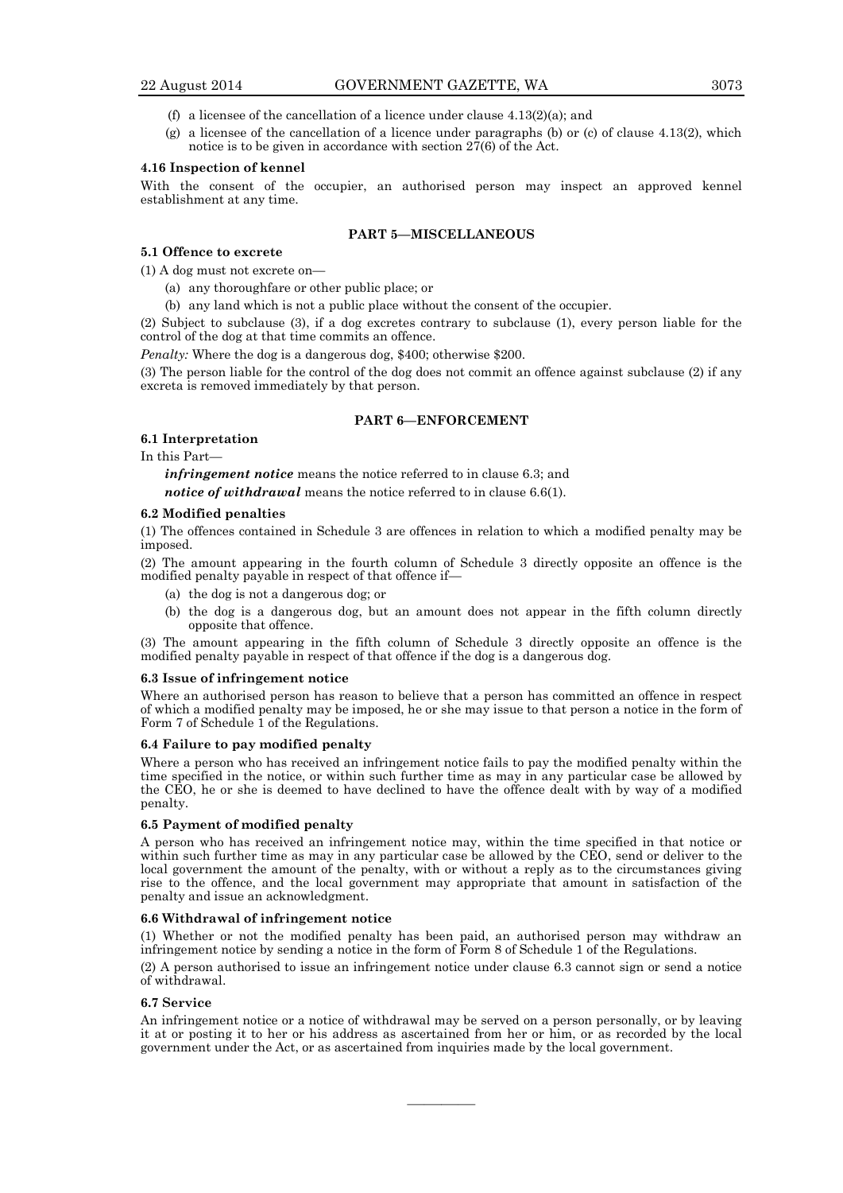(f) a licensee of the cancellation of a licence under clause 4.13(2)(a); and

(g) a licensee of the cancellation of a licence under paragraphs (b) or (c) of clause 4.13(2), which notice is to be given in accordance with section 27(6) of the Act.

#### 4.16 Inspection of kennel

With the consent of the occupier, an authorised person may inspect an approved kennel establishment at any time.

### PART 5—MISCELLANEOUS

#### 5.1 Offence to excrete

(1) A dog must not excrete on—

(a) any thoroughfare or other public place; or

(b) any land which is not a public place without the consent of the occupier.

(2) Subject to subclause (3), if a dog excretes contrary to subclause (1), every person liable for the control of the dog at that time commits an offence.

*Penalty:* Where the dog is a dangerous dog, $400; otherwise $200.

(3) The person liable for the control of the dog does not commit an offence against subclause (2) if any excreta is removed immediately by that person.

### PART 6—ENFORCEMENT

#### 6.1 Interpretation

In this Part—

***infringement notice*** means the notice referred to in clause 6.3; and

***notice of withdrawal*** means the notice referred to in clause 6.6(1).

#### 6.2 Modified penalties

(1) The offences contained in Schedule 3 are offences in relation to which a modified penalty may be imposed.

(2) The amount appearing in the fourth column of Schedule 3 directly opposite an offence is the modified penalty payable in respect of that offence if—

(a) the dog is not a dangerous dog; or

(b) the dog is a dangerous dog, but an amount does not appear in the fifth column directly opposite that offence.

(3) The amount appearing in the fifth column of Schedule 3 directly opposite an offence is the modified penalty payable in respect of that offence if the dog is a dangerous dog.

#### 6.3 Issue of infringement notice

Where an authorised person has reason to believe that a person has committed an offence in respect of which a modified penalty may be imposed, he or she may issue to that person a notice in the form of Form 7 of Schedule 1 of the Regulations.

#### 6.4 Failure to pay modified penalty

Where a person who has received an infringement notice fails to pay the modified penalty within the time specified in the notice, or within such further time as may in any particular case be allowed by the CEO, he or she is deemed to have declined to have the offence dealt with by way of a modified penalty.

#### 6.5 Payment of modified penalty

A person who has received an infringement notice may, within the time specified in that notice or within such further time as may in any particular case be allowed by the CEO, send or deliver to the local government the amount of the penalty, with or without a reply as to the circumstances giving rise to the offence, and the local government may appropriate that amount in satisfaction of the penalty and issue an acknowledgment.

#### 6.6 Withdrawal of infringement notice

(1) Whether or not the modified penalty has been paid, an authorised person may withdraw an infringement notice by sending a notice in the form of Form 8 of Schedule 1 of the Regulations.

(2) A person authorised to issue an infringement notice under clause 6.3 cannot sign or send a notice of withdrawal.

#### 6.7 Service

An infringement notice or a notice of withdrawal may be served on a person personally, or by leaving it at or posting it to her or his address as ascertained from her or him, or as recorded by the local government under the Act, or as ascertained from inquiries made by the local government.

———————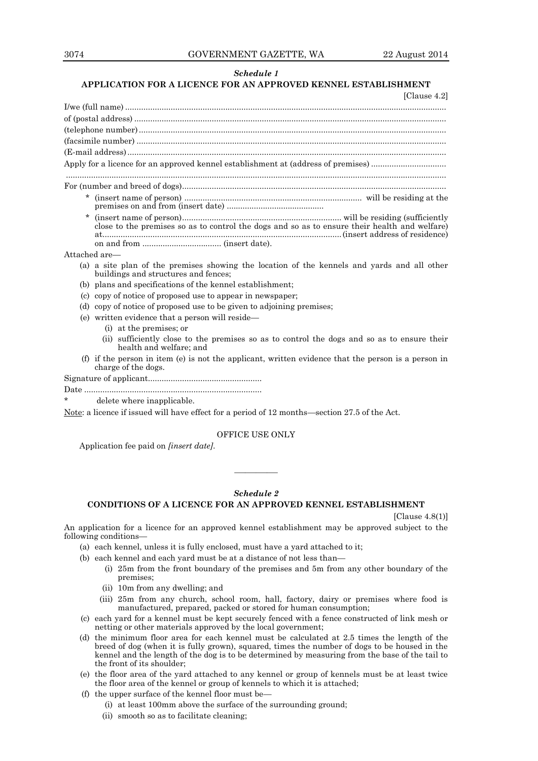*Schedule 1*

**APPLICATION FOR A LICENCE FOR AN APPROVED KENNEL ESTABLISHMENT**

[Clause 4.2]

I/we (full name) ..........................................................................................................................................

of (postal address) .......................................................................................................................................

(telephone number) ......................................................................................................................................

(facsimile number) .......................................................................................................................................

(E-mail address) ..........................................................................................................................................

Apply for a licence for an approved kennel establishment at (address of premises) ................................

.....................................................................................................................................................................

For (number and breed of dogs)...................................................................................................................

\* (insert name of person) .............................................................................. will be residing at the premises on and from (insert date) ..........................................

\* (insert name of person)...................................................................... will be residing (sufficiently close to the premises so as to control the dogs and so as to ensure their health and welfare) at.........................................................................................................(insert address of residence) on and from ................................... (insert date).

Attached are—

(a) a site plan of the premises showing the location of the kennels and yards and all other buildings and structures and fences;

(b) plans and specifications of the kennel establishment;

(c) copy of notice of proposed use to appear in newspaper;

(d) copy of notice of proposed use to be given to adjoining premises;

(e) written evidence that a person will reside—

  (i) at the premises; or

  (ii) sufficiently close to the premises so as to control the dogs and so as to ensure their health and welfare; and

(f) if the person in item (e) is not the applicant, written evidence that the person is a person in charge of the dogs.

Signature of applicant..................................................

Date .............................................................................

\* delete where inapplicable.

Note: a licence if issued will have effect for a period of 12 months—section 27.5 of the Act.

OFFICE USE ONLY

Application fee paid on *[insert date]*.

————

*Schedule 2*

**CONDITIONS OF A LICENCE FOR AN APPROVED KENNEL ESTABLISHMENT**

[Clause 4.8(1)]

An application for a licence for an approved kennel establishment may be approved subject to the following conditions—

(a) each kennel, unless it is fully enclosed, must have a yard attached to it;

(b) each kennel and each yard must be at a distance of not less than—

  (i) 25m from the front boundary of the premises and 5m from any other boundary of the premises;

  (ii) 10m from any dwelling; and

  (iii) 25m from any church, school room, hall, factory, dairy or premises where food is manufactured, prepared, packed or stored for human consumption;

(c) each yard for a kennel must be kept securely fenced with a fence constructed of link mesh or netting or other materials approved by the local government;

(d) the minimum floor area for each kennel must be calculated at 2.5 times the length of the breed of dog (when it is fully grown), squared, times the number of dogs to be housed in the kennel and the length of the dog is to be determined by measuring from the base of the tail to the front of its shoulder;

(e) the floor area of the yard attached to any kennel or group of kennels must be at least twice the floor area of the kennel or group of kennels to which it is attached;

(f) the upper surface of the kennel floor must be—

  (i) at least 100mm above the surface of the surrounding ground;

  (ii) smooth so as to facilitate cleaning;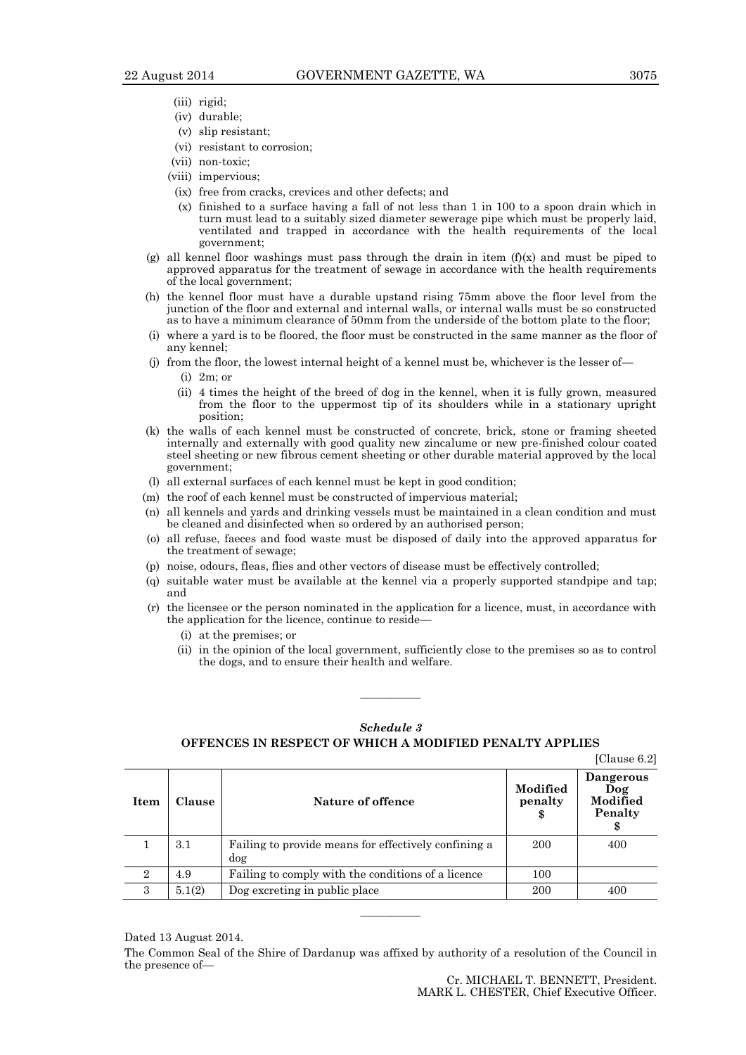- (iii) rigid;
- (iv) durable;
- (v) slip resistant;
- (vi) resistant to corrosion;
- (vii) non-toxic;
- (viii) impervious;
- (ix) free from cracks, crevices and other defects; and
- (x) finished to a surface having a fall of not less than 1 in 100 to a spoon drain which in turn must lead to a suitably sized diameter sewerage pipe which must be properly laid, ventilated and trapped in accordance with the health requirements of the local government;

(g) all kennel floor washings must pass through the drain in item (f)(x) and must be piped to approved apparatus for the treatment of sewage in accordance with the health requirements of the local government;

(h) the kennel floor must have a durable upstand rising 75mm above the floor level from the junction of the floor and external and internal walls, or internal walls must be so constructed as to have a minimum clearance of 50mm from the underside of the bottom plate to the floor;

(i) where a yard is to be floored, the floor must be constructed in the same manner as the floor of any kennel;

(j) from the floor, the lowest internal height of a kennel must be, whichever is the lesser of—

- (i) 2m; or
- (ii) 4 times the height of the breed of dog in the kennel, when it is fully grown, measured from the floor to the uppermost tip of its shoulders while in a stationary upright position;

(k) the walls of each kennel must be constructed of concrete, brick, stone or framing sheeted internally and externally with good quality new zincalume or new pre-finished colour coated steel sheeting or new fibrous cement sheeting or other durable material approved by the local government;

(l) all external surfaces of each kennel must be kept in good condition;

(m) the roof of each kennel must be constructed of impervious material;

(n) all kennels and yards and drinking vessels must be maintained in a clean condition and must be cleaned and disinfected when so ordered by an authorised person;

(o) all refuse, faeces and food waste must be disposed of daily into the approved apparatus for the treatment of sewage;

(p) noise, odours, fleas, flies and other vectors of disease must be effectively controlled;

(q) suitable water must be available at the kennel via a properly supported standpipe and tap; and

(r) the licensee or the person nominated in the application for a licence, must, in accordance with the application for the licence, continue to reside—

- (i) at the premises; or
- (ii) in the opinion of the local government, sufficiently close to the premises so as to control the dogs, and to ensure their health and welfare.

———————

## *Schedule 3*

## OFFENCES IN RESPECT OF WHICH A MODIFIED PENALTY APPLIES

[Clause 6.2]

| Item | Clause | Nature of offence | Modified penalty $ | Dangerous Dog Modified Penalty $ |
|---|---|---|---|---|
| 1 | 3.1 | Failing to provide means for effectively confining a dog | 200 | 400 |
| 2 | 4.9 | Failing to comply with the conditions of a licence | 100 | |
| 3 | 5.1(2) | Dog excreting in public place | 200 | 400 |

———————

Dated 13 August 2014.

The Common Seal of the Shire of Dardanup was affixed by authority of a resolution of the Council in the presence of—

Cr. MICHAEL T. BENNETT, President.
MARK L. CHESTER, Chief Executive Officer.